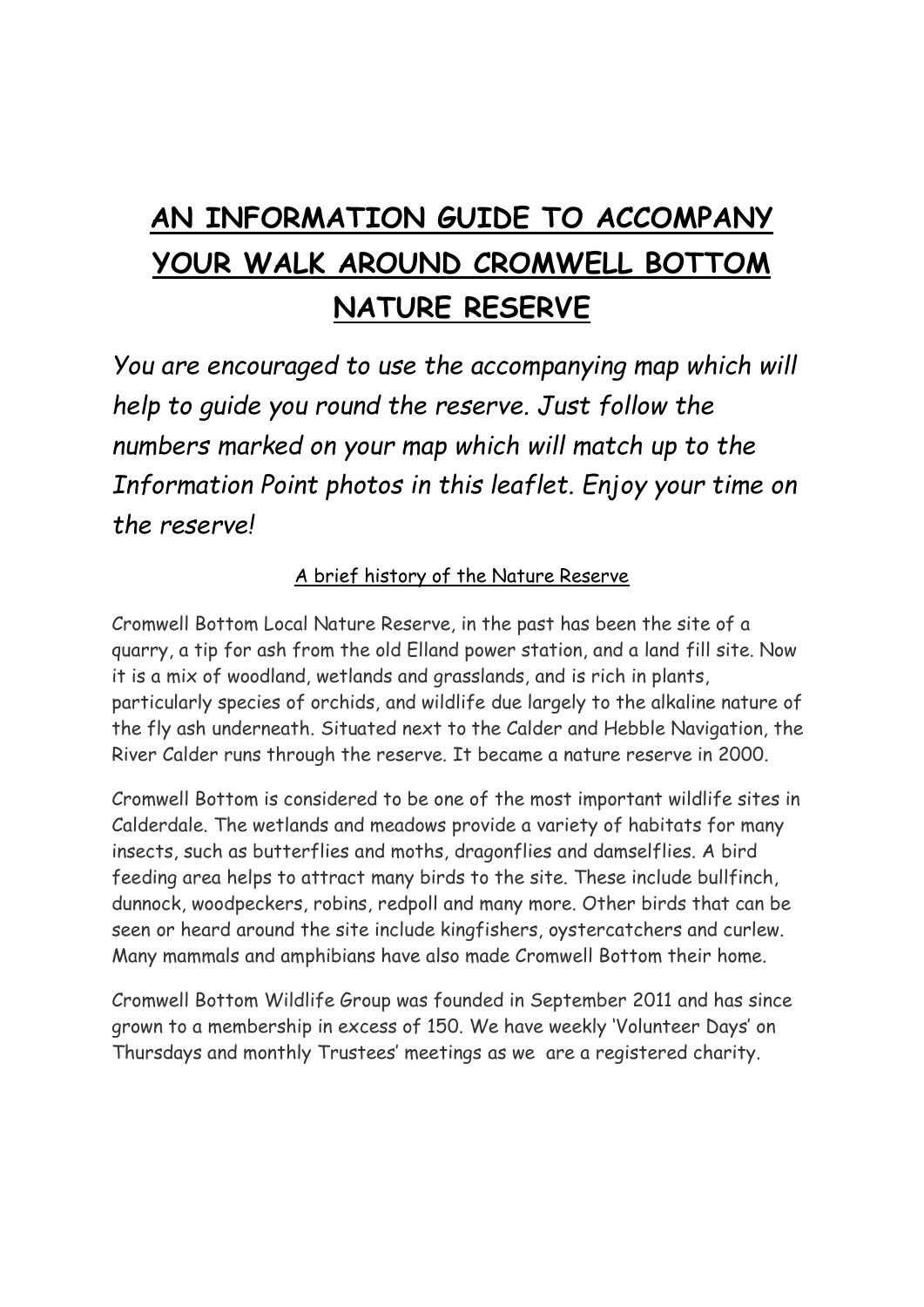# <u>AN INFORMATION GUIDE TO ACCOMPANY YOUR WALK AROUND CROMWELL BOTTOM NATURE RESERVE</u>

*You are encouraged to use the accompanying map which will help to guide you round the reserve. Just follow the numbers marked on your map which will match up to the Information Point photos in this leaflet. Enjoy your time on the reserve!*

## <u>A brief history of the Nature Reserve</u>

Cromwell Bottom Local Nature Reserve, in the past has been the site of a quarry, a tip for ash from the old Elland power station, and a land fill site. Now it is a mix of woodland, wetlands and grasslands, and is rich in plants, particularly species of orchids, and wildlife due largely to the alkaline nature of the fly ash underneath. Situated next to the Calder and Hebble Navigation, the River Calder runs through the reserve. It became a nature reserve in 2000.

Cromwell Bottom is considered to be one of the most important wildlife sites in Calderdale. The wetlands and meadows provide a variety of habitats for many insects, such as butterflies and moths, dragonflies and damselflies. A bird feeding area helps to attract many birds to the site. These include bullfinch, dunnock, woodpeckers, robins, redpoll and many more. Other birds that can be seen or heard around the site include kingfishers, oystercatchers and curlew. Many mammals and amphibians have also made Cromwell Bottom their home.

Cromwell Bottom Wildlife Group was founded in September 2011 and has since grown to a membership in excess of 150. We have weekly 'Volunteer Days' on Thursdays and monthly Trustees' meetings as we are a registered charity.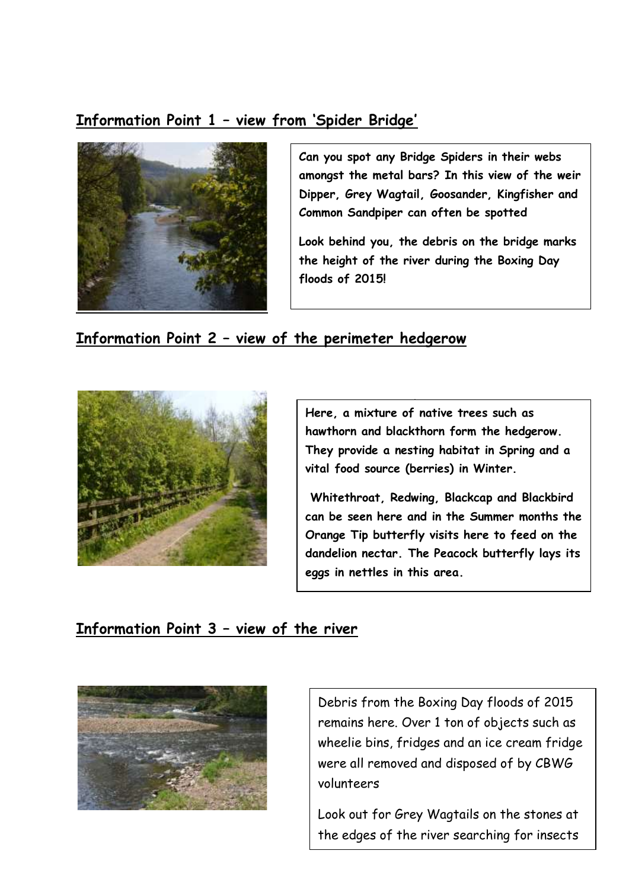## Information Point 1 – view from 'Spider Bridge'

Can you spot any Bridge Spiders in their webs amongst the metal bars? In this view of the weir Dipper, Grey Wagtail, Goosander, Kingfisher and Common Sandpiper can often be spotted

Look behind you, the debris on the bridge marks the height of the river during the Boxing Day floods of 2015!

## Information Point 2 – view of the perimeter hedgerow

Here, a mixture of native trees such as hawthorn and blackthorn form the hedgerow. They provide a nesting habitat in Spring and a vital food source (berries) in Winter.

Whitethroat, Redwing, Blackcap and Blackbird can be seen here and in the Summer months the Orange Tip butterfly visits here to feed on the dandelion nectar. The Peacock butterfly lays its eggs in nettles in this area.

## Information Point 3 – view of the river

Debris from the Boxing Day floods of 2015 remains here. Over 1 ton of objects such as wheelie bins, fridges and an ice cream fridge were all removed and disposed of by CBWG volunteers

Look out for Grey Wagtails on the stones at the edges of the river searching for insects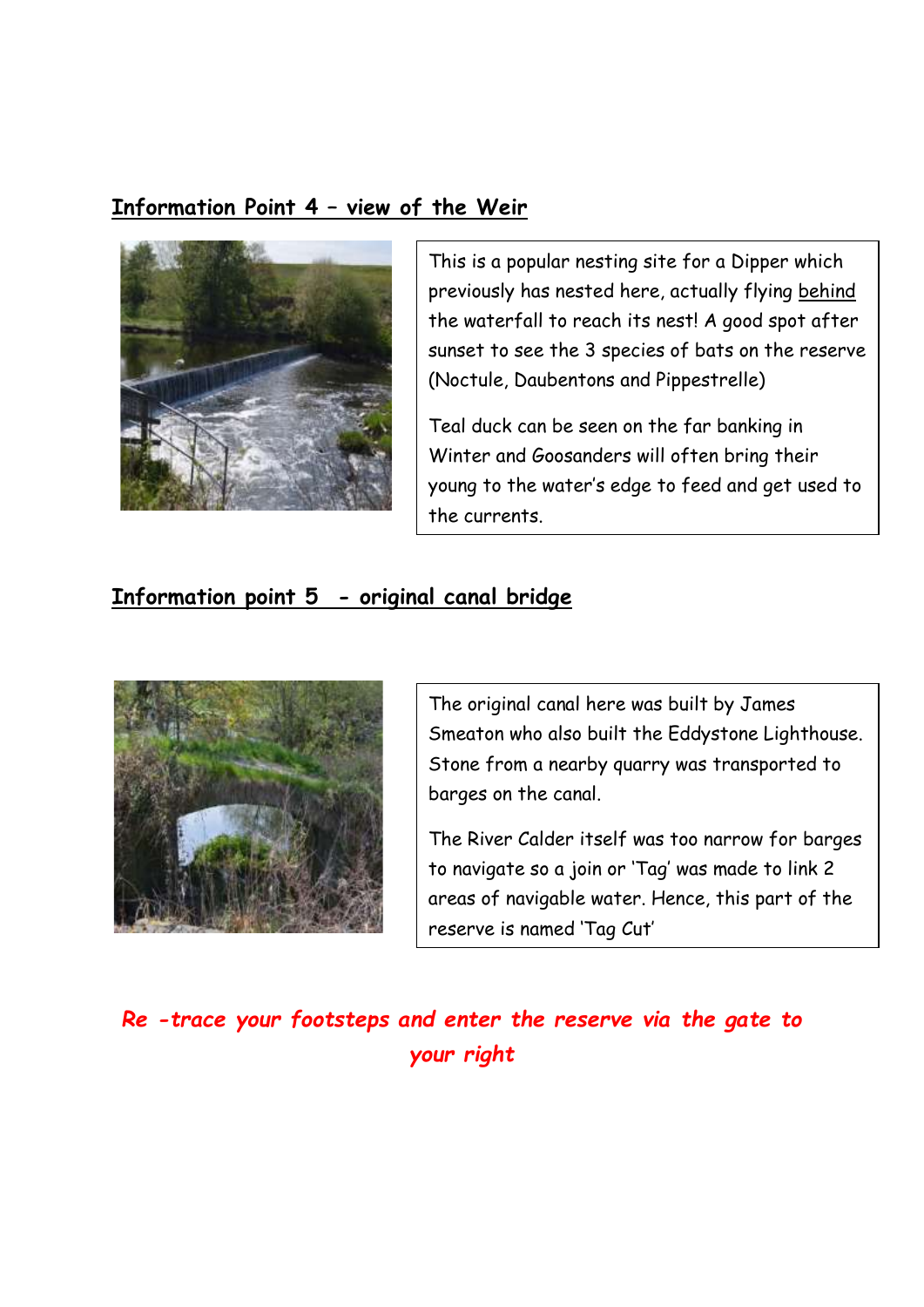## Information Point 4 – view of the Weir

This is a popular nesting site for a Dipper which previously has nested here, actually flying behind the waterfall to reach its nest! A good spot after sunset to see the 3 species of bats on the reserve (Noctule, Daubentons and Pippestrelle)

Teal duck can be seen on the far banking in Winter and Goosanders will often bring their young to the water's edge to feed and get used to the currents.

## Information point 5 - original canal bridge

The original canal here was built by James Smeaton who also built the Eddystone Lighthouse. Stone from a nearby quarry was transported to barges on the canal.

The River Calder itself was too narrow for barges to navigate so a join or 'Tag' was made to link 2 areas of navigable water. Hence, this part of the reserve is named 'Tag Cut'

***Re -trace your footsteps and enter the reserve via the gate to your right***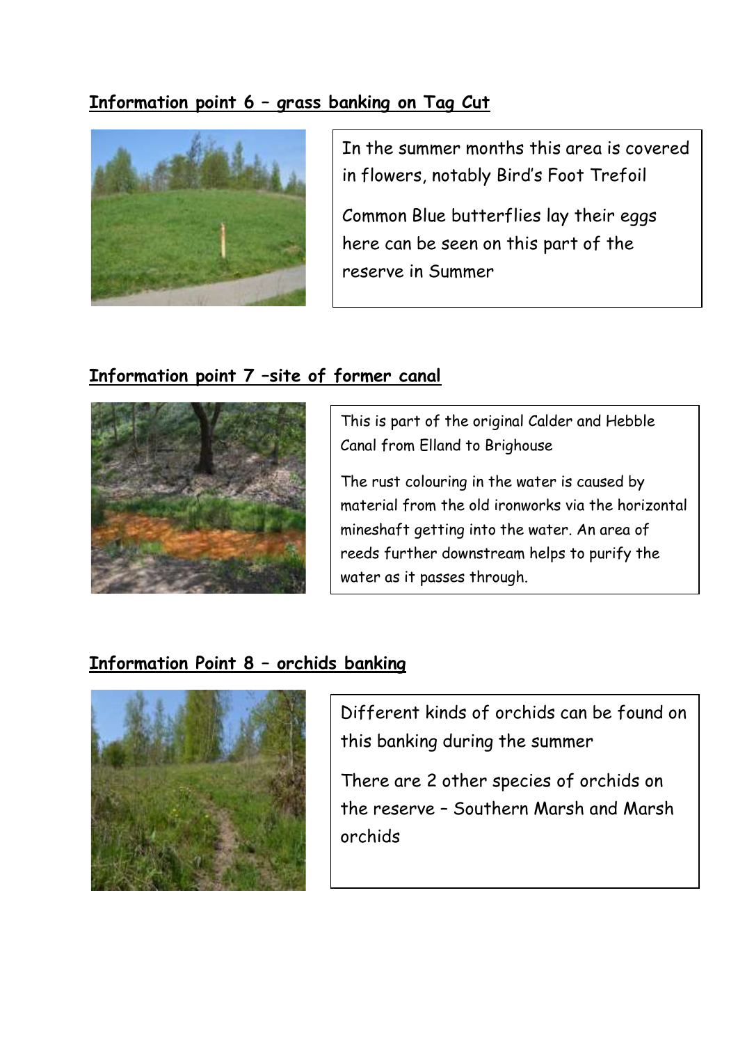## Information point 6 – grass banking on Tag Cut

In the summer months this area is covered in flowers, notably Bird's Foot Trefoil

Common Blue butterflies lay their eggs here can be seen on this part of the reserve in Summer

## Information point 7 –site of former canal

This is part of the original Calder and Hebble Canal from Elland to Brighouse

The rust colouring in the water is caused by material from the old ironworks via the horizontal mineshaft getting into the water. An area of reeds further downstream helps to purify the water as it passes through.

## Information Point 8 – orchids banking

Different kinds of orchids can be found on this banking during the summer

There are 2 other species of orchids on the reserve – Southern Marsh and Marsh orchids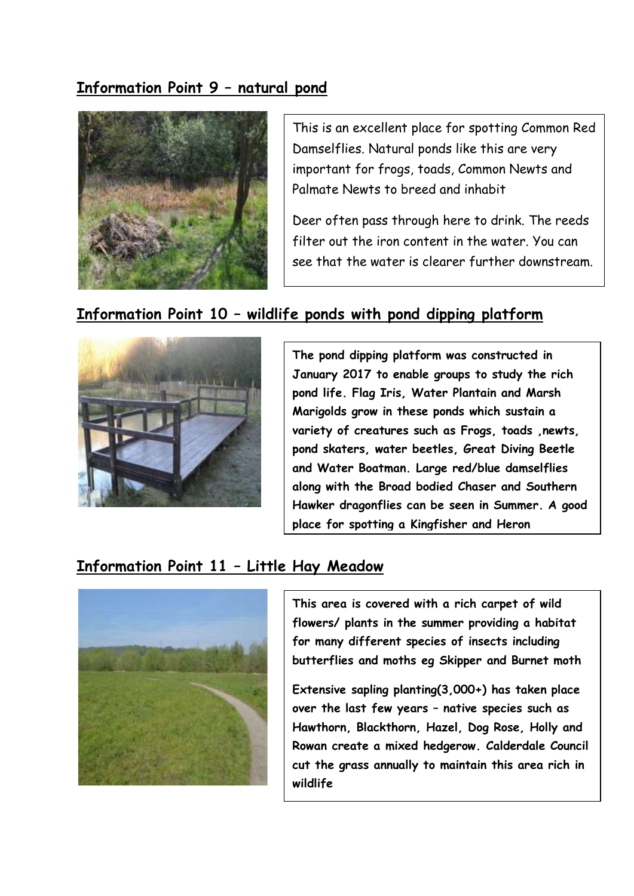## Information Point 9 – natural pond

This is an excellent place for spotting Common Red Damselflies. Natural ponds like this are very important for frogs, toads, Common Newts and Palmate Newts to breed and inhabit

Deer often pass through here to drink. The reeds filter out the iron content in the water. You can see that the water is clearer further downstream.

## Information Point 10 – wildlife ponds with pond dipping platform

**The pond dipping platform was constructed in January 2017 to enable groups to study the rich pond life. Flag Iris, Water Plantain and Marsh Marigolds grow in these ponds which sustain a variety of creatures such as Frogs, toads ,newts, pond skaters, water beetles, Great Diving Beetle and Water Boatman. Large red/blue damselflies along with the Broad bodied Chaser and Southern Hawker dragonflies can be seen in Summer. A good place for spotting a Kingfisher and Heron**

## Information Point 11 – Little Hay Meadow

**This area is covered with a rich carpet of wild flowers/ plants in the summer providing a habitat for many different species of insects including butterflies and moths eg Skipper and Burnet moth**

**Extensive sapling planting(3,000+) has taken place over the last few years – native species such as Hawthorn, Blackthorn, Hazel, Dog Rose, Holly and Rowan create a mixed hedgerow. Calderdale Council cut the grass annually to maintain this area rich in wildlife**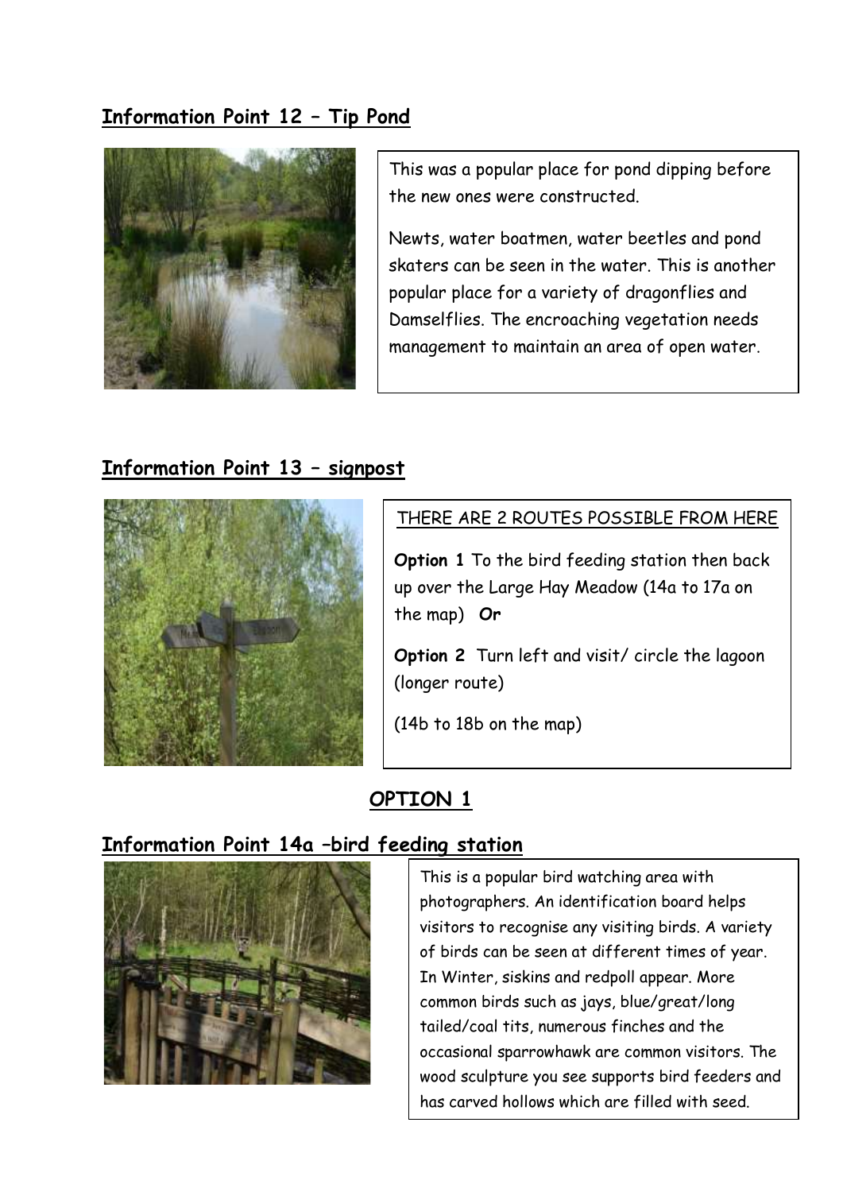## Information Point 12 – Tip Pond

This was a popular place for pond dipping before the new ones were constructed.

Newts, water boatmen, water beetles and pond skaters can be seen in the water. This is another popular place for a variety of dragonflies and Damselflies. The encroaching vegetation needs management to maintain an area of open water.

## Information Point 13 – signpost

THERE ARE 2 ROUTES POSSIBLE FROM HERE

**Option 1** To the bird feeding station then back up over the Large Hay Meadow (14a to 17a on the map) **Or**

**Option 2** Turn left and visit/ circle the lagoon (longer route)

(14b to 18b on the map)

## OPTION 1

## Information Point 14a –bird feeding station

This is a popular bird watching area with photographers. An identification board helps visitors to recognise any visiting birds. A variety of birds can be seen at different times of year. In Winter, siskins and redpoll appear. More common birds such as jays, blue/great/long tailed/coal tits, numerous finches and the occasional sparrowhawk are common visitors. The wood sculpture you see supports bird feeders and has carved hollows which are filled with seed.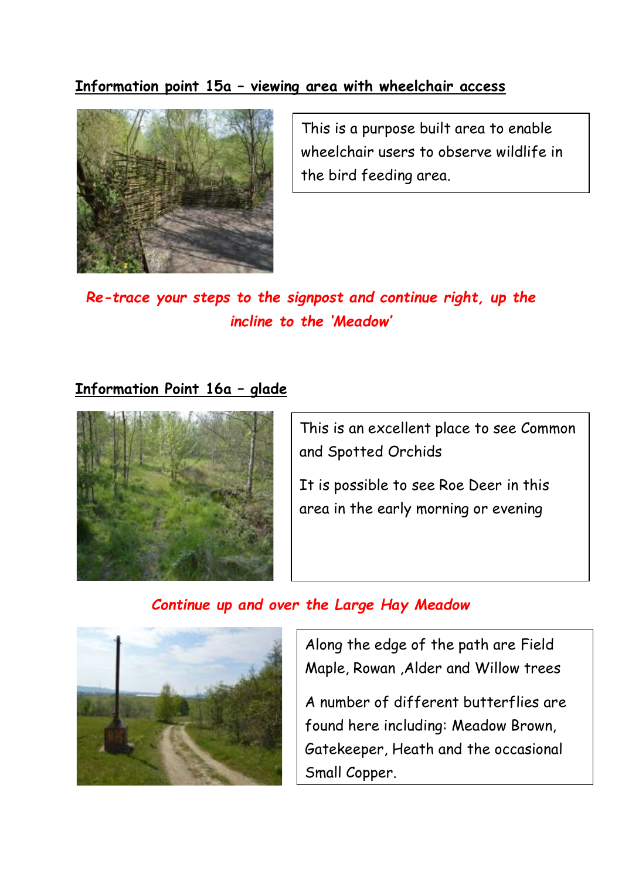## Information point 15a – viewing area with wheelchair access

This is a purpose built area to enable wheelchair users to observe wildlife in the bird feeding area.

***Re-trace your steps to the signpost and continue right, up the incline to the 'Meadow'***

## Information Point 16a – glade

This is an excellent place to see Common and Spotted Orchids

It is possible to see Roe Deer in this area in the early morning or evening

***Continue up and over the Large Hay Meadow***

Along the edge of the path are Field Maple, Rowan ,Alder and Willow trees

A number of different butterflies are found here including: Meadow Brown, Gatekeeper, Heath and the occasional Small Copper.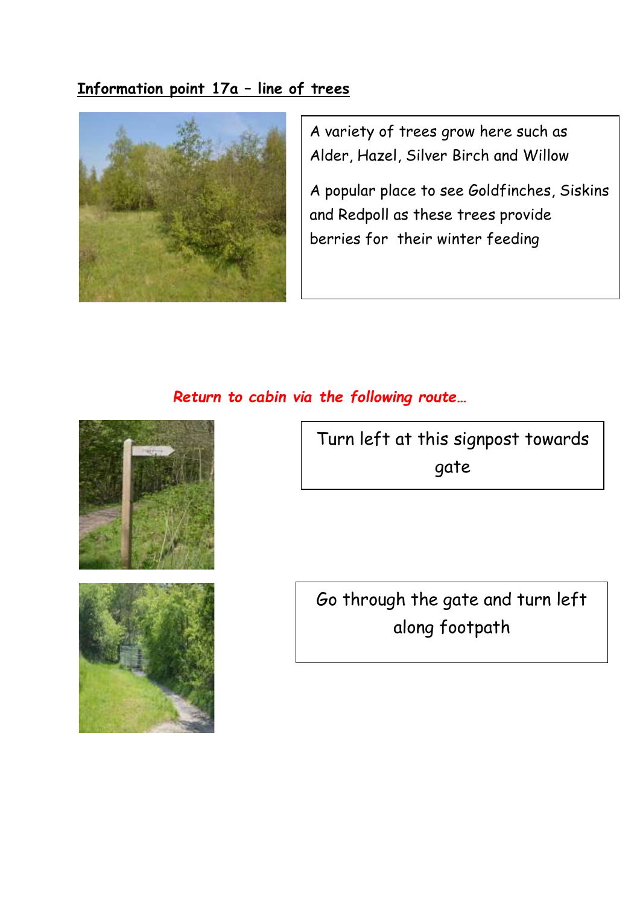## Information point 17a – line of trees

A variety of trees grow here such as Alder, Hazel, Silver Birch and Willow

A popular place to see Goldfinches, Siskins and Redpoll as these trees provide berries for their winter feeding

***Return to cabin via the following route…***

Turn left at this signpost towards gate

Go through the gate and turn left along footpath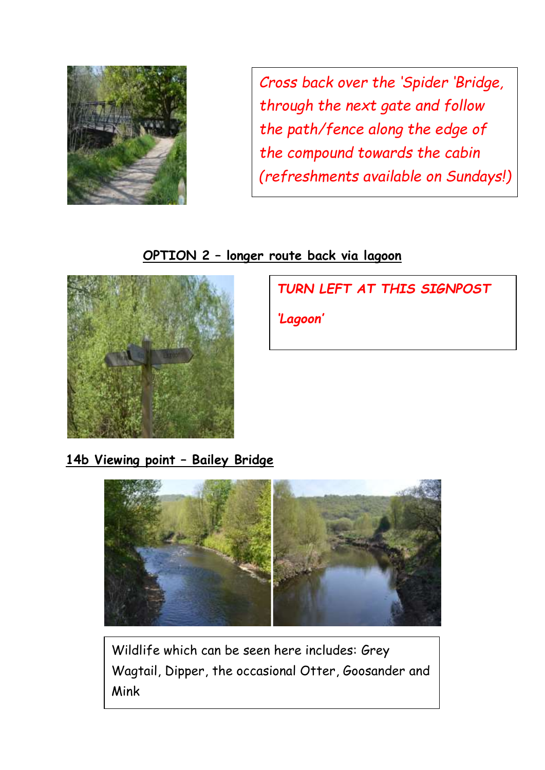*Cross back over the 'Spider 'Bridge, through the next gate and follow the path/fence along the edge of the compound towards the cabin (refreshments available on Sundays!)*

## OPTION 2 – longer route back via lagoon

***TURN LEFT AT THIS SIGNPOST***

***'Lagoon'***

## 14b Viewing point – Bailey Bridge

Wildlife which can be seen here includes: Grey Wagtail, Dipper, the occasional Otter, Goosander and Mink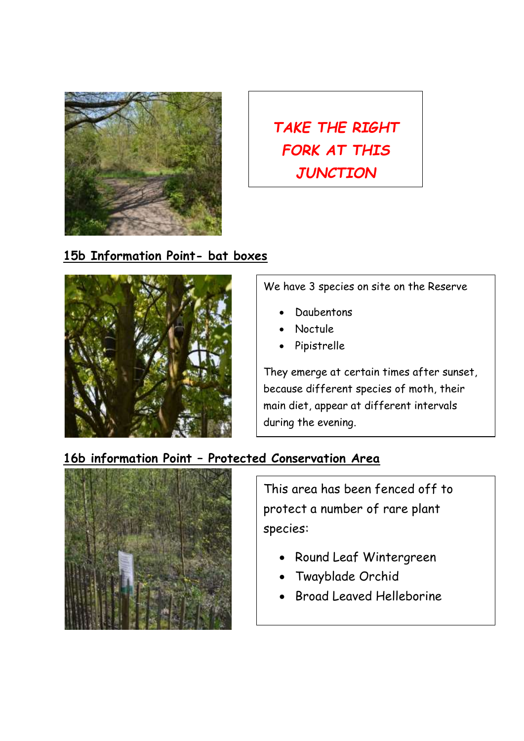**TAKE THE RIGHT FORK AT THIS JUNCTION**

## 15b Information Point- bat boxes

We have 3 species on site on the Reserve

- Daubentons
- Noctule
- Pipistrelle

They emerge at certain times after sunset, because different species of moth, their main diet, appear at different intervals during the evening.

## 16b information Point – Protected Conservation Area

This area has been fenced off to protect a number of rare plant species:

- Round Leaf Wintergreen
- Twayblade Orchid
- Broad Leaved Helleborine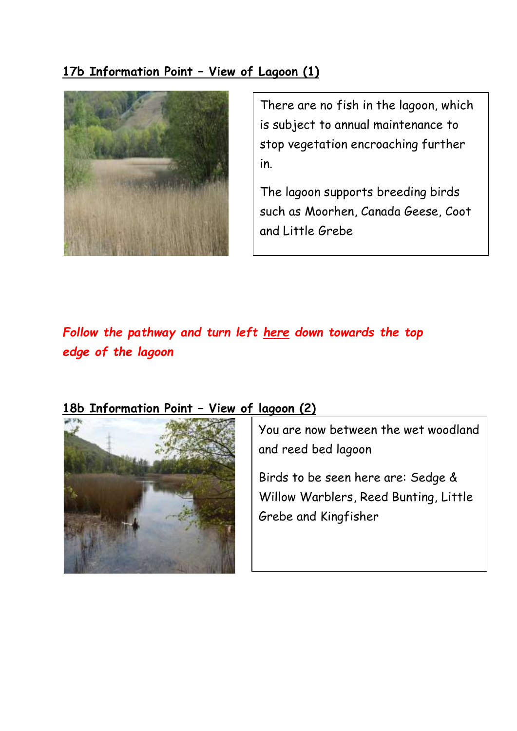**17b Information Point – View of Lagoon (1)**

There are no fish in the lagoon, which is subject to annual maintenance to stop vegetation encroaching further in.

The lagoon supports breeding birds such as Moorhen, Canada Geese, Coot and Little Grebe

***Follow the pathway and turn left here down towards the top edge of the lagoon***

**18b Information Point – View of lagoon (2)**

You are now between the wet woodland and reed bed lagoon

Birds to be seen here are: Sedge & Willow Warblers, Reed Bunting, Little Grebe and Kingfisher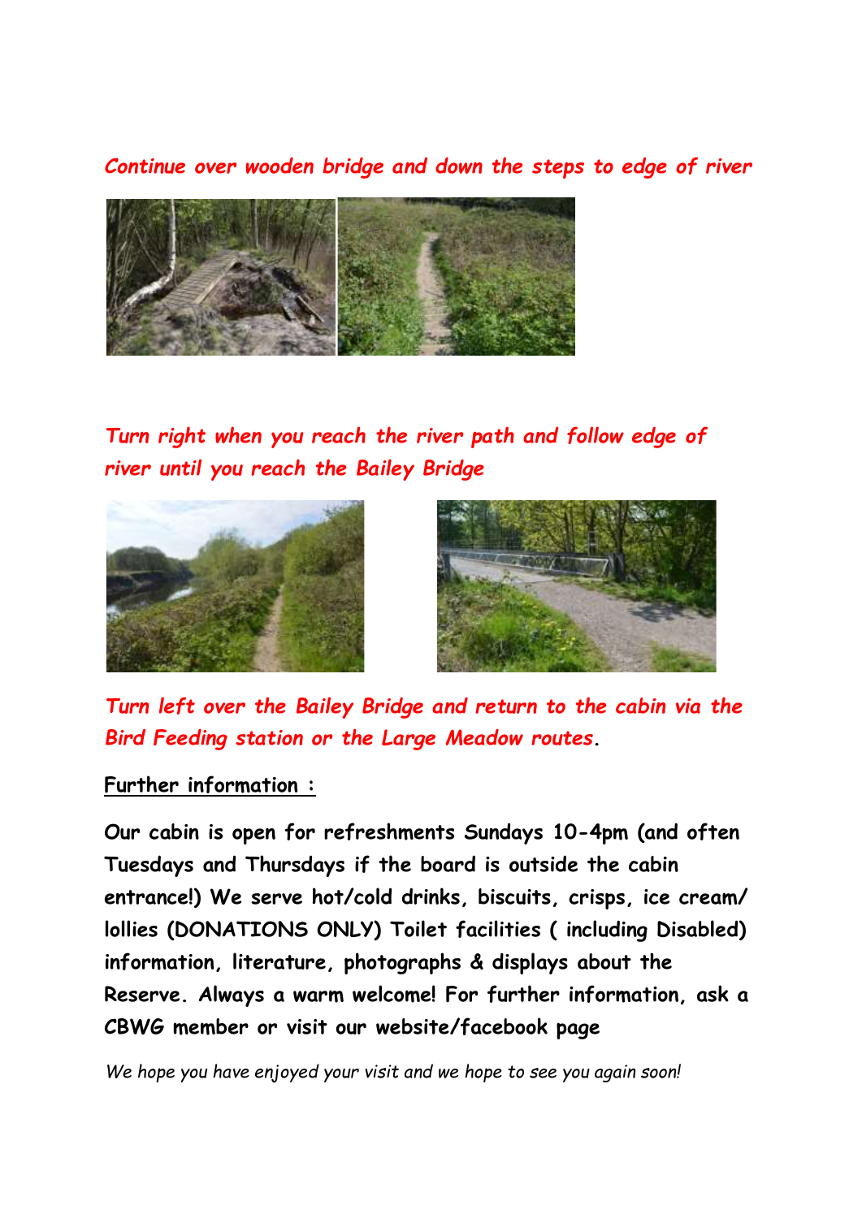*Continue over wooden bridge and down the steps to edge of river*

*Turn right when you reach the river path and follow edge of river until you reach the Bailey Bridge*

*Turn left over the Bailey Bridge and return to the cabin via the Bird Feeding station or the Large Meadow routes*.

**Further information :**

**Our cabin is open for refreshments Sundays 10-4pm (and often Tuesdays and Thursdays if the board is outside the cabin entrance!) We serve hot/cold drinks, biscuits, crisps, ice cream/ lollies (DONATIONS ONLY) Toilet facilities ( including Disabled) information, literature, photographs & displays about the Reserve. Always a warm welcome! For further information, ask a CBWG member or visit our website/facebook page**

*We hope you have enjoyed your visit and we hope to see you again soon!*